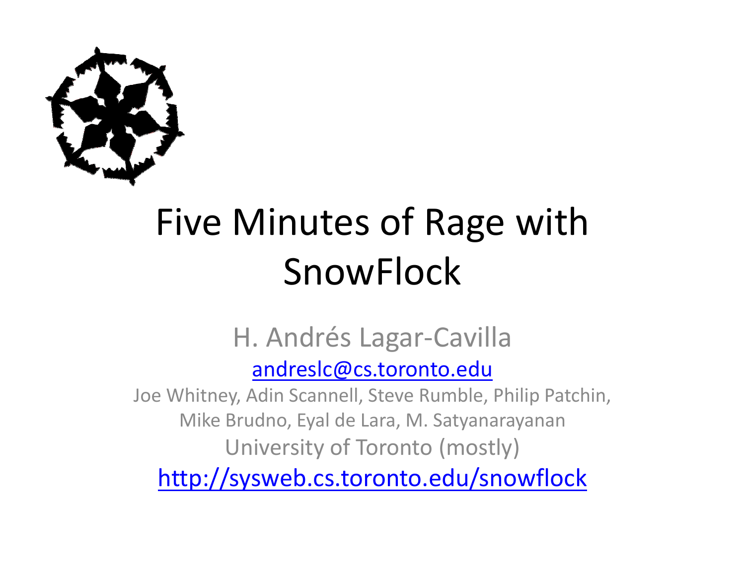# Five Minutes of Rage with SnowFlock

H. Andrés Lagar-Cavilla

andreslc@cs.toronto.edu

Joe Whitney, Adin Scannell, Steve Rumble, Philip Patchin, Mike Brudno, Eyal de Lara, M. Satyanarayanan

University of Toronto (mostly)

http://sysweb.cs.toronto.edu/snowflock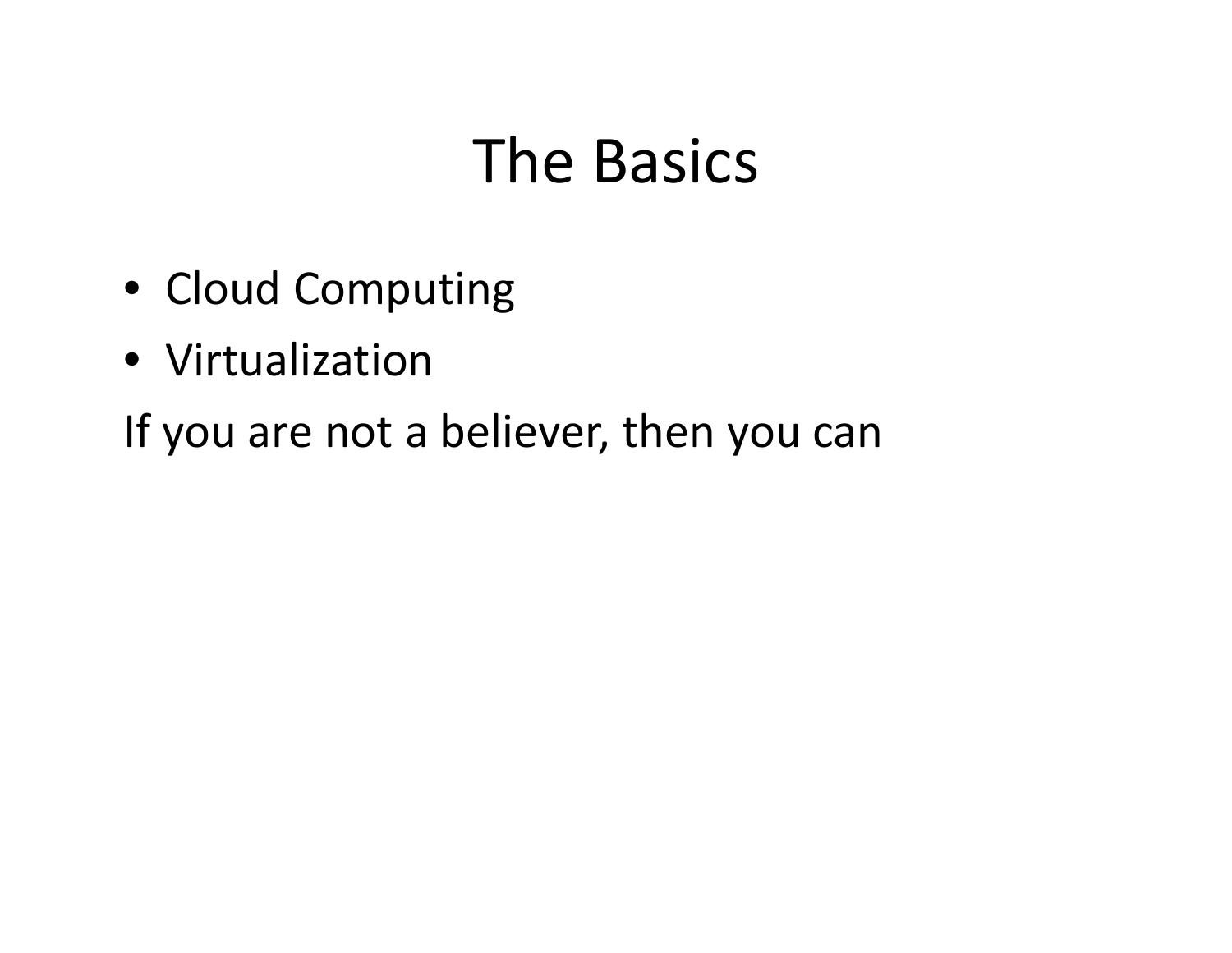# The Basics

- Cloud Computing
- Virtualization

If you are not a believer, then you can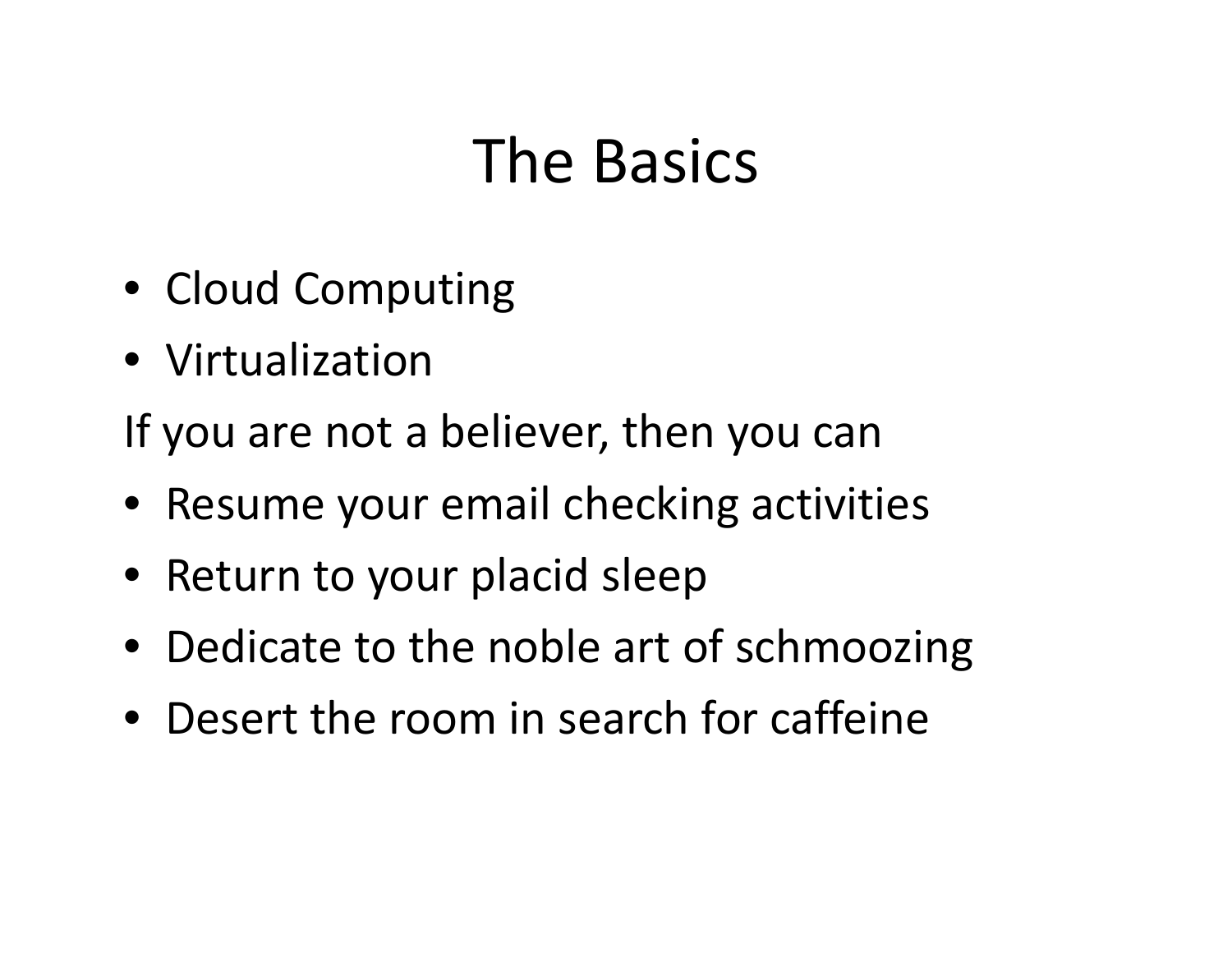# The Basics

- Cloud Computing
- Virtualization

If you are not a believer, then you can

- Resume your email checking activities
- Return to your placid sleep
- Dedicate to the noble art of schmoozing
- Desert the room in search for caffeine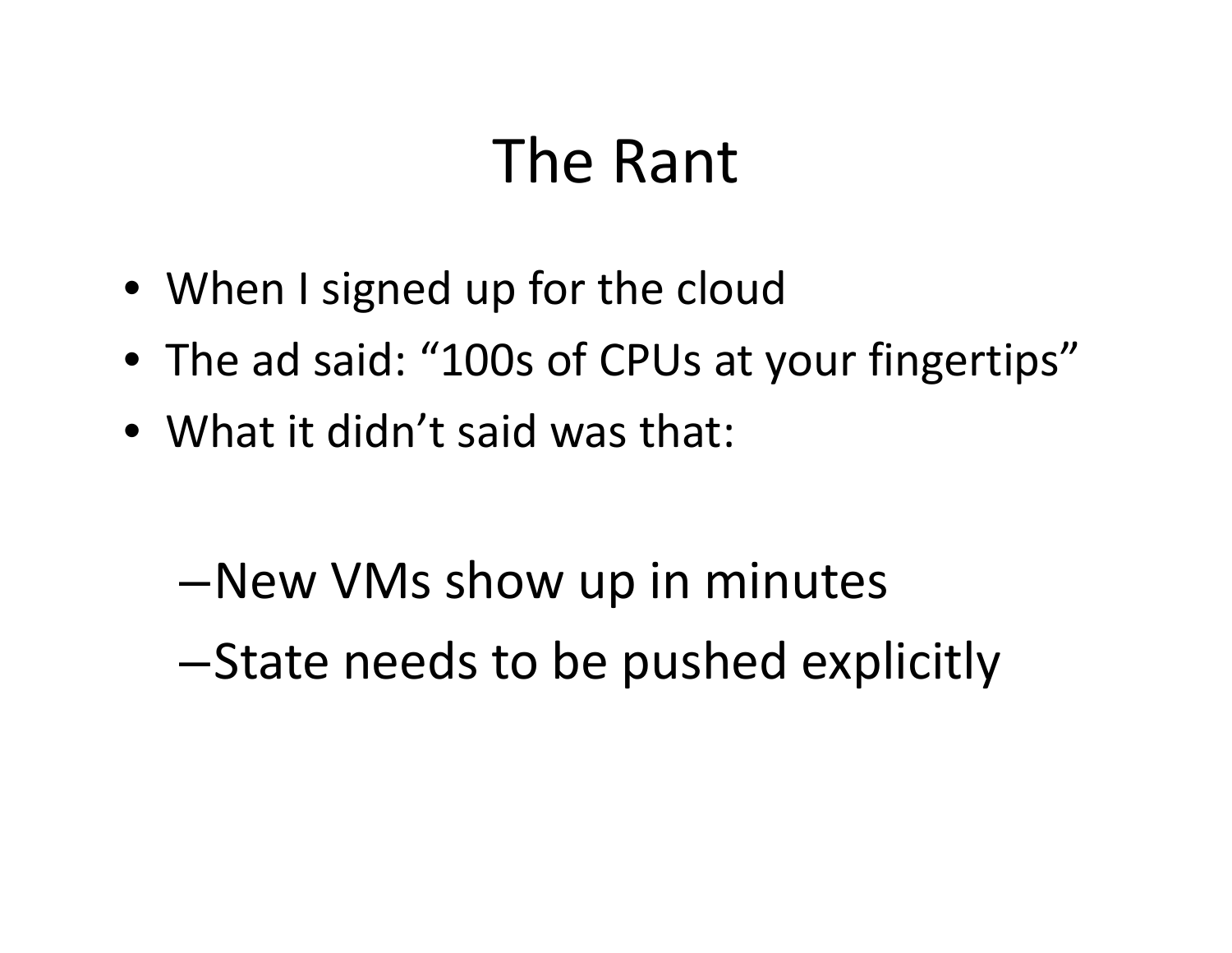# The Rant

- When I signed up for the cloud
- The ad said: “100s of CPUs at your fingertips”
- What it didn’t said was that:
  - New VMs show up in minutes
  - State needs to be pushed explicitly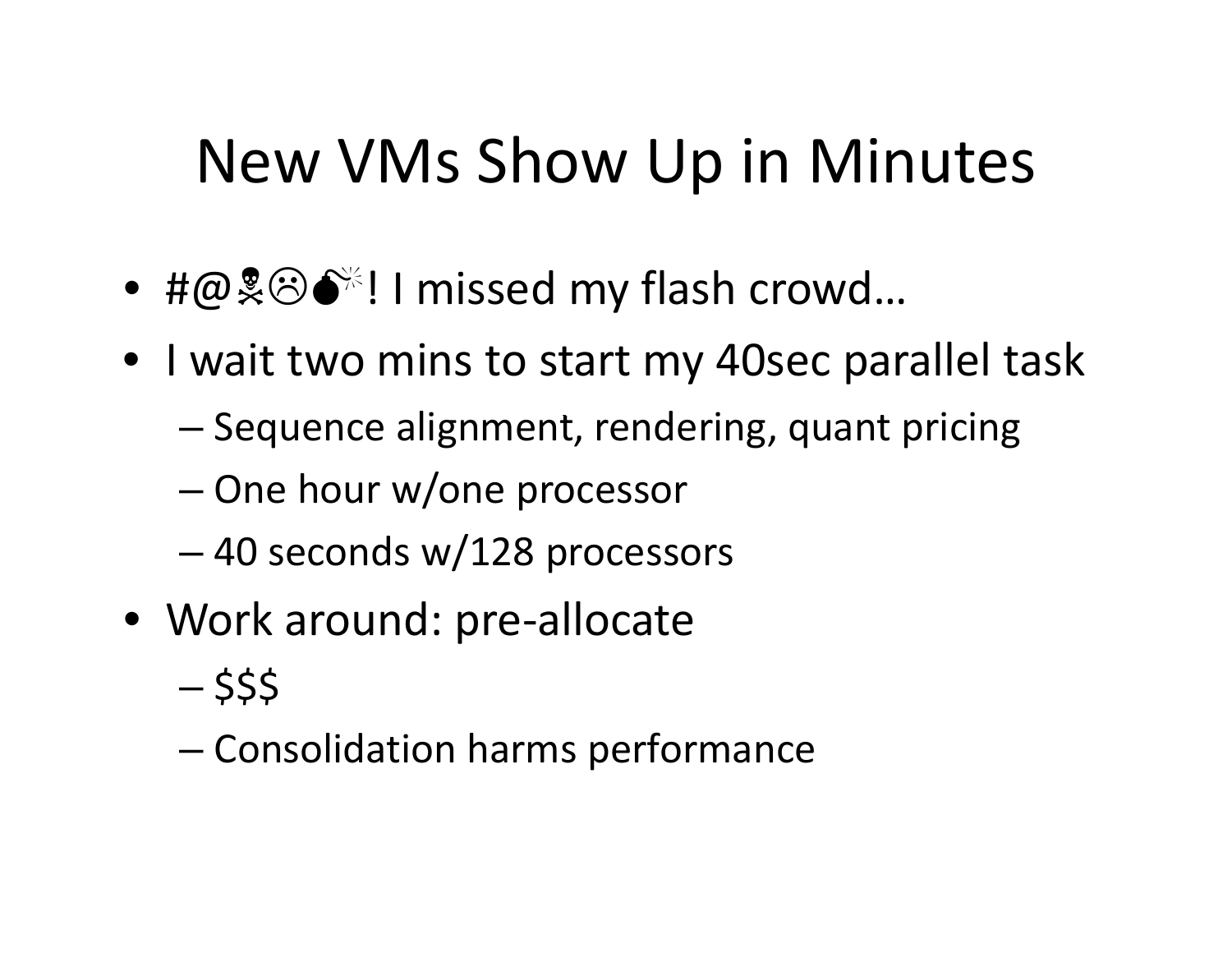# New VMs Show Up in Minutes

- #@☠☹💣! I missed my flash crowd…
- I wait two mins to start my 40sec parallel task
  - Sequence alignment, rendering, quant pricing
  - One hour w/one processor
  - 40 seconds w/128 processors
- Work around: pre-allocate
  - $$$
  - Consolidation harms performance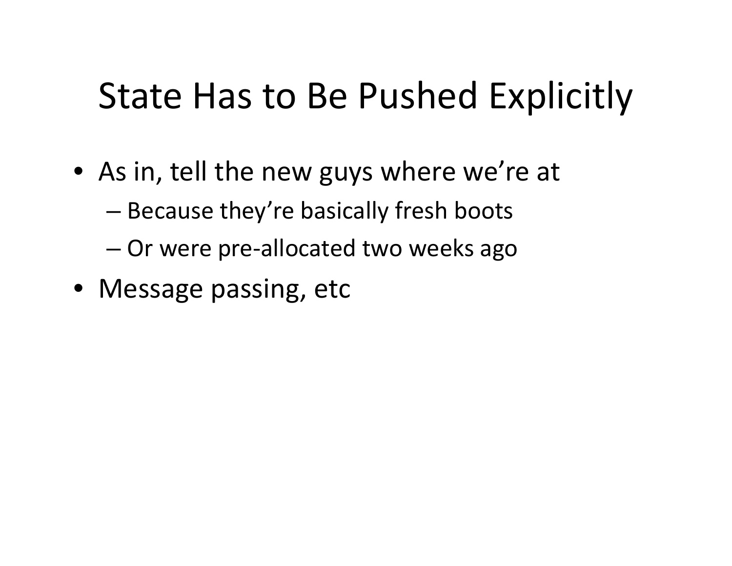# State Has to Be Pushed Explicitly

- As in, tell the new guys where we're at
  - Because they're basically fresh boots
  - Or were pre-allocated two weeks ago
- Message passing, etc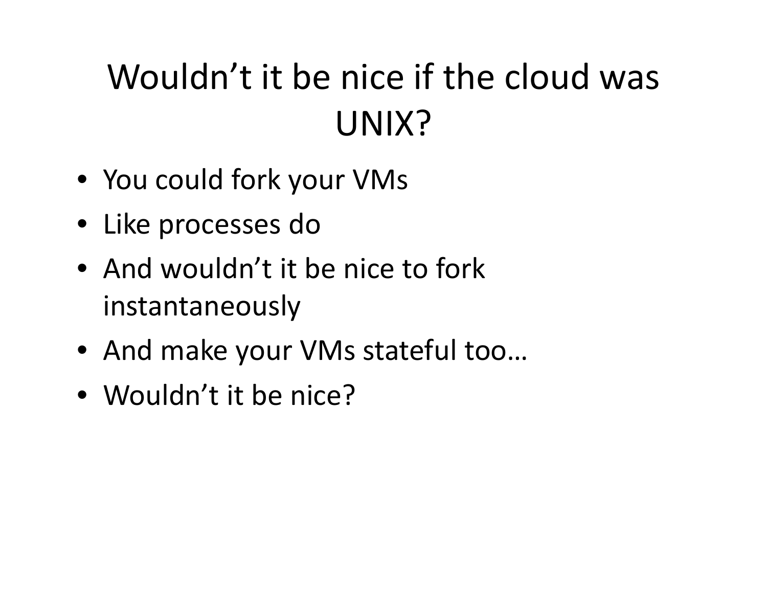# Wouldn’t it be nice if the cloud was UNIX?

- You could fork your VMs
- Like processes do
- And wouldn’t it be nice to fork instantaneously
- And make your VMs stateful too…
- Wouldn’t it be nice?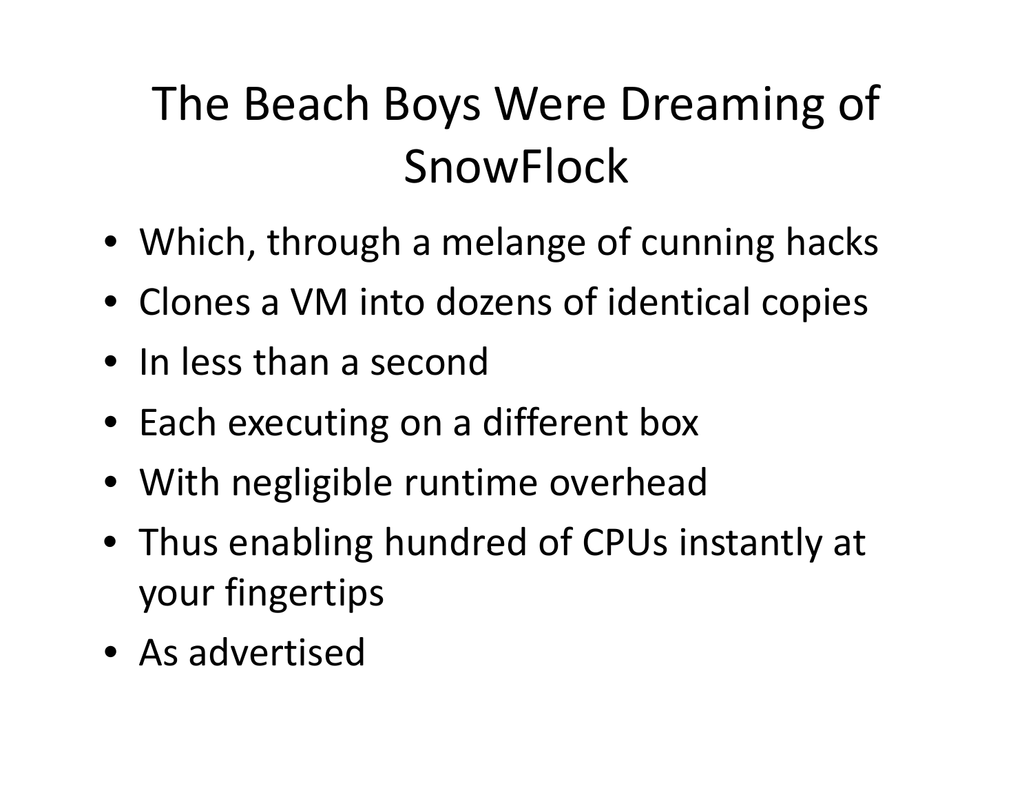# The Beach Boys Were Dreaming of SnowFlock

- Which, through a melange of cunning hacks
- Clones a VM into dozens of identical copies
- In less than a second
- Each executing on a different box
- With negligible runtime overhead
- Thus enabling hundred of CPUs instantly at your fingertips
- As advertised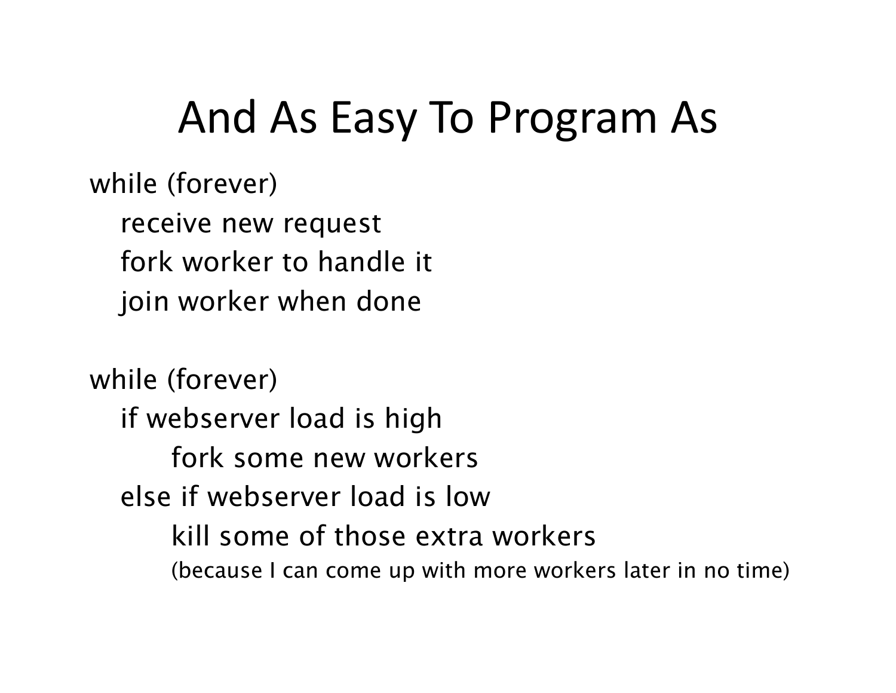# And As Easy To Program As

```
while (forever)
   receive new request
   fork worker to handle it
   join worker when done

while (forever)
   if webserver load is high
        fork some new workers
   else if webserver load is low
        kill some of those extra workers
        (because I can come up with more workers later in no time)
```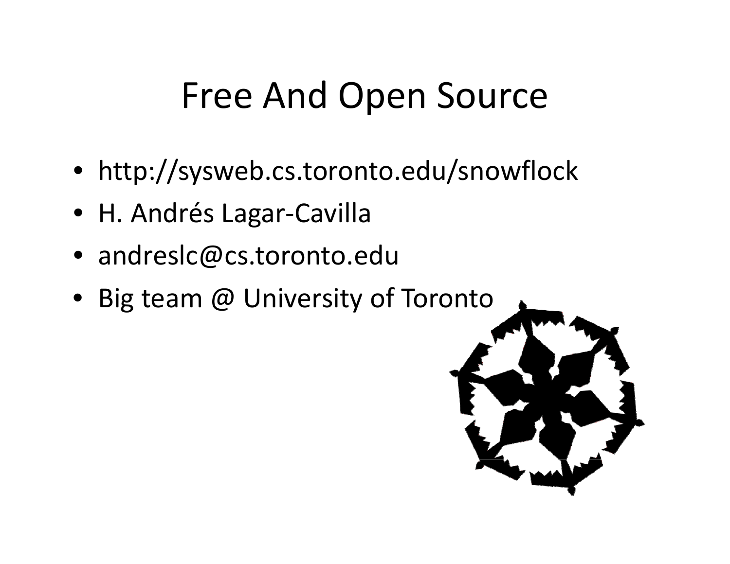# Free And Open Source

- http://sysweb.cs.toronto.edu/snowflock
- H. Andrés Lagar-Cavilla
- andreslc@cs.toronto.edu
- Big team @ University of Toronto